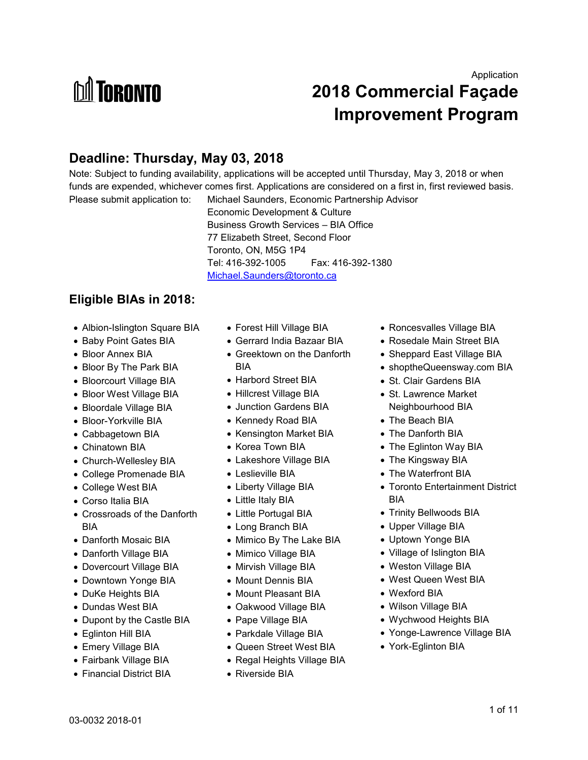TORONTO

Application

# 2018 Commercial Façade Improvement Program

## Deadline: Thursday, May 03, 2018

Note: Subject to funding availability, applications will be accepted until Thursday, May 3, 2018 or when funds are expended, whichever comes first. Applications are considered on a first in, first reviewed basis.

Please submit application to:
Michael Saunders, Economic Partnership Advisor
Economic Development & Culture
Business Growth Services – BIA Office
77 Elizabeth Street, Second Floor
Toronto, ON, M5G 1P4
Tel: 416-392-1005 Fax: 416-392-1380
Michael.Saunders@toronto.ca

## Eligible BIAs in 2018:

- Albion-Islington Square BIA
- Baby Point Gates BIA
- Bloor Annex BIA
- Bloor By The Park BIA
- Bloorcourt Village BIA
- Bloor West Village BIA
- Bloordale Village BIA
- Bloor-Yorkville BIA
- Cabbagetown BIA
- Chinatown BIA
- Church-Wellesley BIA
- College Promenade BIA
- College West BIA
- Corso Italia BIA
- Crossroads of the Danforth BIA
- Danforth Mosaic BIA
- Danforth Village BIA
- Dovercourt Village BIA
- Downtown Yonge BIA
- DuKe Heights BIA
- Dundas West BIA
- Dupont by the Castle BIA
- Eglinton Hill BIA
- Emery Village BIA
- Fairbank Village BIA
- Financial District BIA
- Forest Hill Village BIA
- Gerrard India Bazaar BIA
- Greektown on the Danforth BIA
- Harbord Street BIA
- Hillcrest Village BIA
- Junction Gardens BIA
- Kennedy Road BIA
- Kensington Market BIA
- Korea Town BIA
- Lakeshore Village BIA
- Leslieville BIA
- Liberty Village BIA
- Little Italy BIA
- Little Portugal BIA
- Long Branch BIA
- Mimico By The Lake BIA
- Mimico Village BIA
- Mirvish Village BIA
- Mount Dennis BIA
- Mount Pleasant BIA
- Oakwood Village BIA
- Pape Village BIA
- Parkdale Village BIA
- Queen Street West BIA
- Regal Heights Village BIA
- Riverside BIA
- Roncesvalles Village BIA
- Rosedale Main Street BIA
- Sheppard East Village BIA
- shoptheQueensway.com BIA
- St. Clair Gardens BIA
- St. Lawrence Market Neighbourhood BIA
- The Beach BIA
- The Danforth BIA
- The Eglinton Way BIA
- The Kingsway BIA
- The Waterfront BIA
- Toronto Entertainment District BIA
- Trinity Bellwoods BIA
- Upper Village BIA
- Uptown Yonge BIA
- Village of Islington BIA
- Weston Village BIA
- West Queen West BIA
- Wexford BIA
- Wilson Village BIA
- Wychwood Heights BIA
- Yonge-Lawrence Village BIA
- York-Eglinton BIA

03-0032 2018-01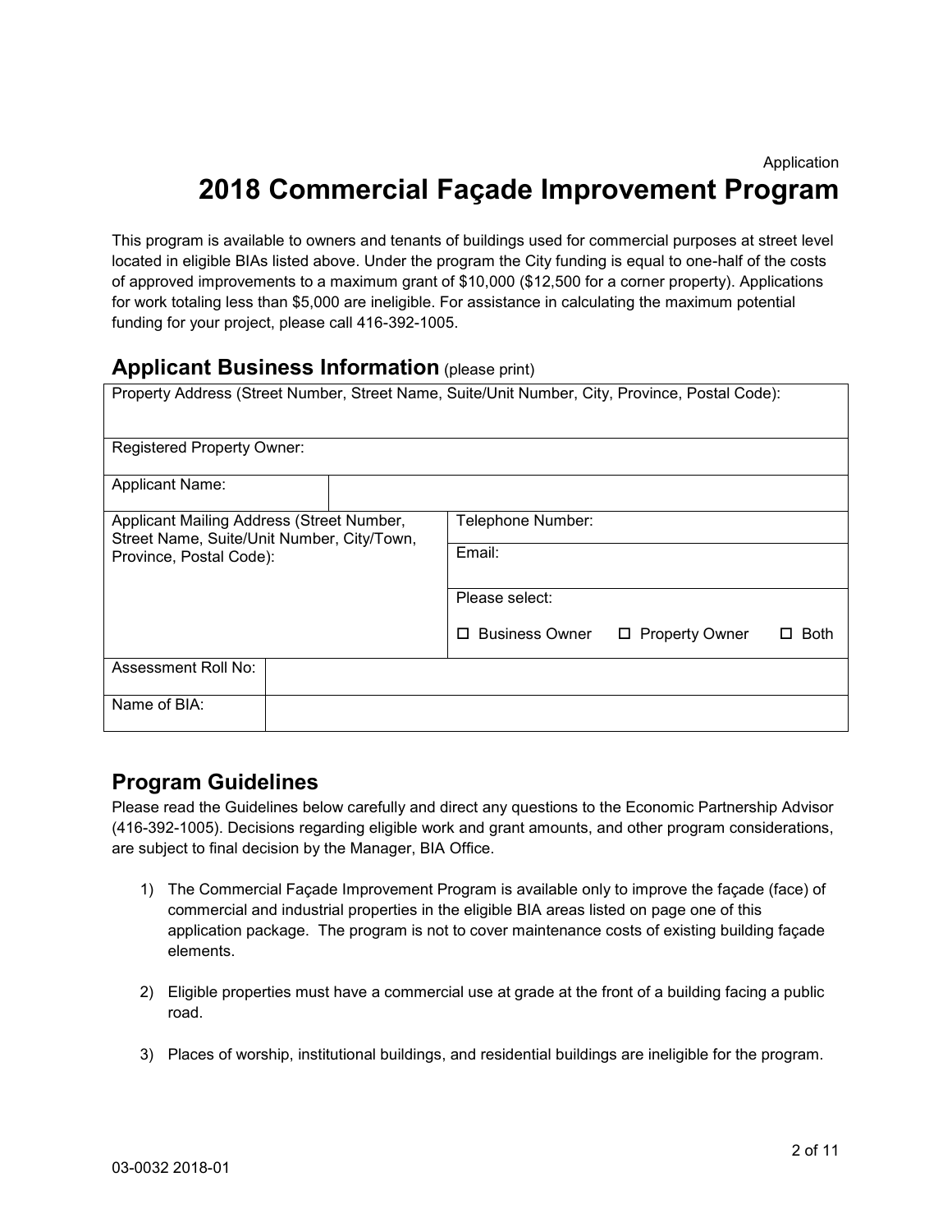Application

# 2018 Commercial Façade Improvement Program

This program is available to owners and tenants of buildings used for commercial purposes at street level located in eligible BIAs listed above. Under the program the City funding is equal to one-half of the costs of approved improvements to a maximum grant of $10,000 ($12,500 for a corner property). Applications for work totaling less than $5,000 are ineligible. For assistance in calculating the maximum potential funding for your project, please call 416-392-1005.

## Applicant Business Information (please print)

| Property Address (Street Number, Street Name, Suite/Unit Number, City, Province, Postal Code): | |
|---|---|
| Registered Property Owner: | |
| Applicant Name: | |
| Applicant Mailing Address (Street Number, Street Name, Suite/Unit Number, City/Town, Province, Postal Code): | Telephone Number: |
| | Email: |
| | Please select: ☐ Business Owner ☐ Property Owner ☐ Both |
| Assessment Roll No: | |
| Name of BIA: | |

## Program Guidelines

Please read the Guidelines below carefully and direct any questions to the Economic Partnership Advisor (416-392-1005). Decisions regarding eligible work and grant amounts, and other program considerations, are subject to final decision by the Manager, BIA Office.

1) The Commercial Façade Improvement Program is available only to improve the façade (face) of commercial and industrial properties in the eligible BIA areas listed on page one of this application package. The program is not to cover maintenance costs of existing building façade elements.

2) Eligible properties must have a commercial use at grade at the front of a building facing a public road.

3) Places of worship, institutional buildings, and residential buildings are ineligible for the program.

03-0032 2018-01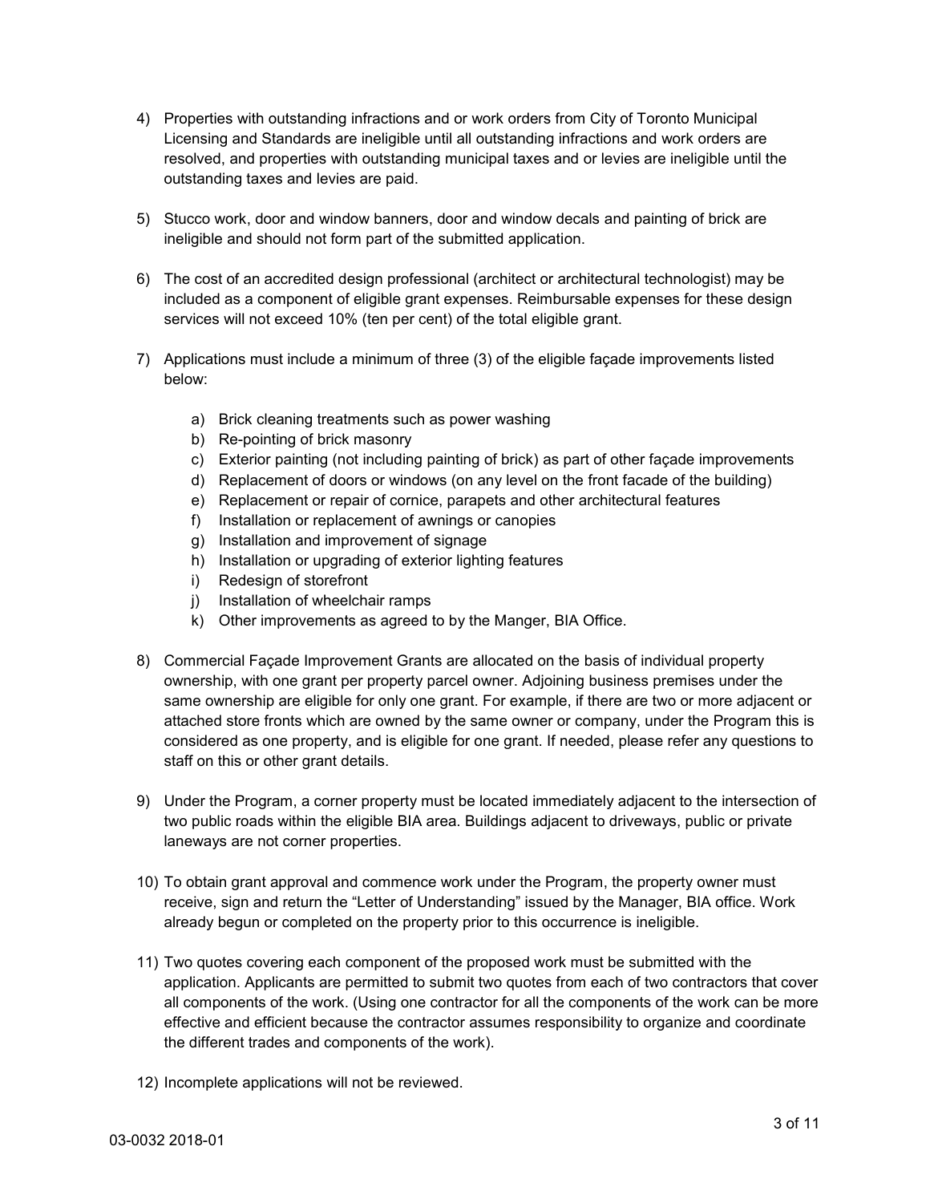4) Properties with outstanding infractions and or work orders from City of Toronto Municipal Licensing and Standards are ineligible until all outstanding infractions and work orders are resolved, and properties with outstanding municipal taxes and or levies are ineligible until the outstanding taxes and levies are paid.

5) Stucco work, door and window banners, door and window decals and painting of brick are ineligible and should not form part of the submitted application.

6) The cost of an accredited design professional (architect or architectural technologist) may be included as a component of eligible grant expenses. Reimbursable expenses for these design services will not exceed 10% (ten per cent) of the total eligible grant.

7) Applications must include a minimum of three (3) of the eligible façade improvements listed below:

   a) Brick cleaning treatments such as power washing
   b) Re-pointing of brick masonry
   c) Exterior painting (not including painting of brick) as part of other façade improvements
   d) Replacement of doors or windows (on any level on the front facade of the building)
   e) Replacement or repair of cornice, parapets and other architectural features
   f) Installation or replacement of awnings or canopies
   g) Installation and improvement of signage
   h) Installation or upgrading of exterior lighting features
   i) Redesign of storefront
   j) Installation of wheelchair ramps
   k) Other improvements as agreed to by the Manger, BIA Office.

8) Commercial Façade Improvement Grants are allocated on the basis of individual property ownership, with one grant per property parcel owner. Adjoining business premises under the same ownership are eligible for only one grant. For example, if there are two or more adjacent or attached store fronts which are owned by the same owner or company, under the Program this is considered as one property, and is eligible for one grant. If needed, please refer any questions to staff on this or other grant details.

9) Under the Program, a corner property must be located immediately adjacent to the intersection of two public roads within the eligible BIA area. Buildings adjacent to driveways, public or private laneways are not corner properties.

10) To obtain grant approval and commence work under the Program, the property owner must receive, sign and return the "Letter of Understanding" issued by the Manager, BIA office. Work already begun or completed on the property prior to this occurrence is ineligible.

11) Two quotes covering each component of the proposed work must be submitted with the application. Applicants are permitted to submit two quotes from each of two contractors that cover all components of the work. (Using one contractor for all the components of the work can be more effective and efficient because the contractor assumes responsibility to organize and coordinate the different trades and components of the work).

12) Incomplete applications will not be reviewed.

03-0032 2018-01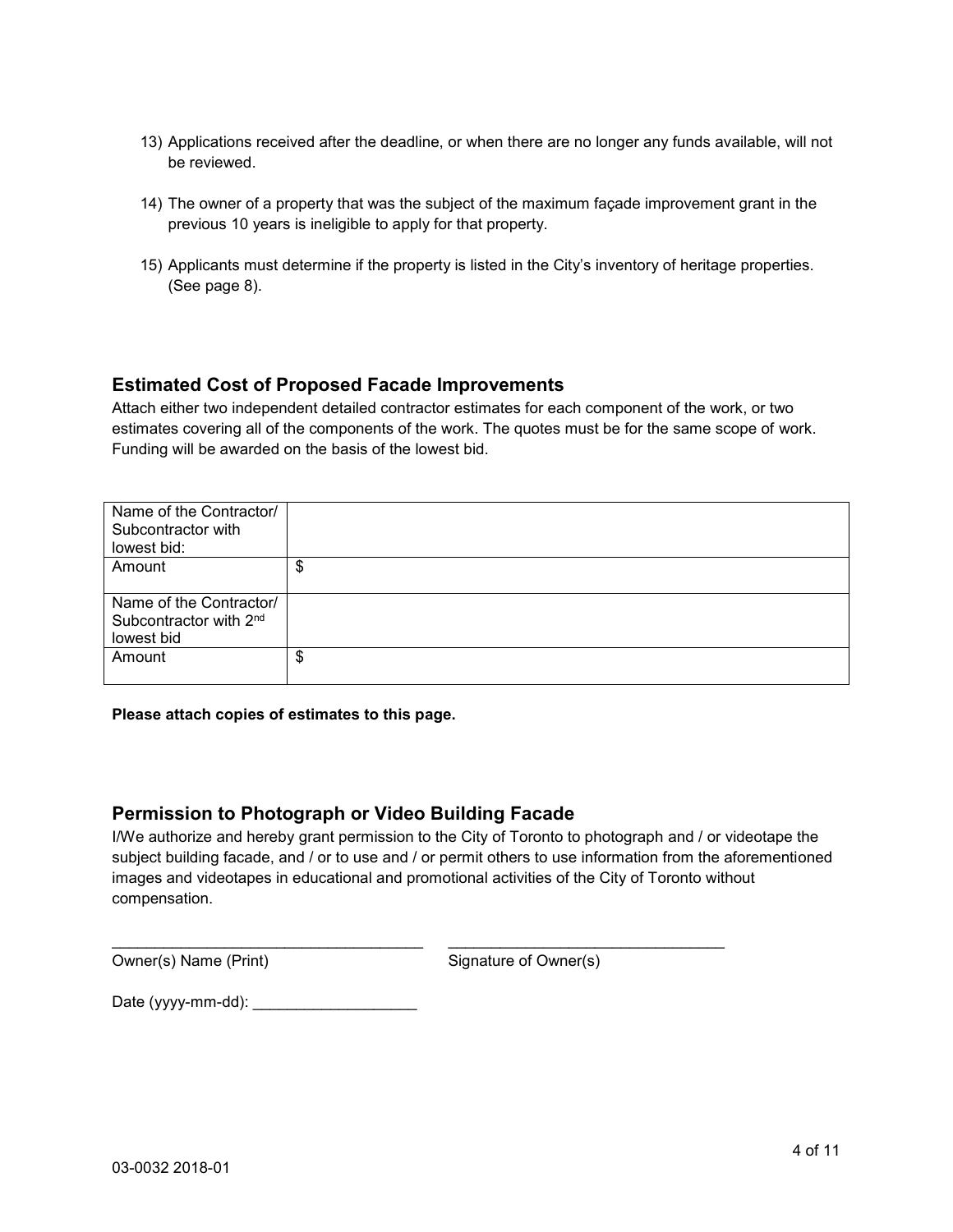13) Applications received after the deadline, or when there are no longer any funds available, will not be reviewed.

14) The owner of a property that was the subject of the maximum façade improvement grant in the previous 10 years is ineligible to apply for that property.

15) Applicants must determine if the property is listed in the City's inventory of heritage properties. (See page 8).

## Estimated Cost of Proposed Facade Improvements

Attach either two independent detailed contractor estimates for each component of the work, or two estimates covering all of the components of the work. The quotes must be for the same scope of work. Funding will be awarded on the basis of the lowest bid.

| | |
|---|---|
| Name of the Contractor/ Subcontractor with lowest bid: | |
| Amount | $ |
| Name of the Contractor/ Subcontractor with 2nd lowest bid | |
| Amount | $ |

**Please attach copies of estimates to this page.**

## Permission to Photograph or Video Building Facade

I/We authorize and hereby grant permission to the City of Toronto to photograph and / or videotape the subject building facade, and / or to use and / or permit others to use information from the aforementioned images and videotapes in educational and promotional activities of the City of Toronto without compensation.

\_\_\_\_\_\_\_\_\_\_\_\_\_\_\_\_\_\_\_\_\_\_\_\_\_\_\_\_\_\_\_\_\_\_ \_\_\_\_\_\_\_\_\_\_\_\_\_\_\_\_\_\_\_\_\_\_\_\_\_\_\_\_\_\_\_\_
Owner(s) Name (Print) Signature of Owner(s)

Date (yyyy-mm-dd): \_\_\_\_\_\_\_\_\_\_\_\_\_\_\_\_\_\_

03-0032 2018-01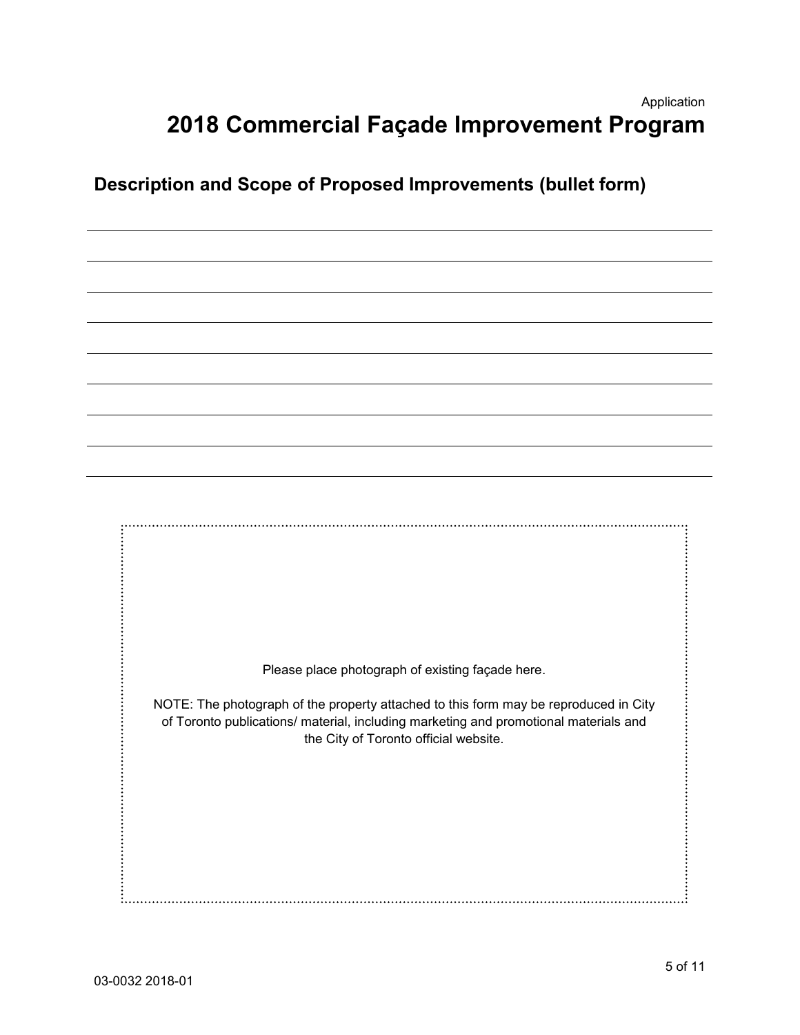Application

# 2018 Commercial Façade Improvement Program

## Description and Scope of Proposed Improvements (bullet form)

Please place photograph of existing façade here.

NOTE: The photograph of the property attached to this form may be reproduced in City of Toronto publications/ material, including marketing and promotional materials and the City of Toronto official website.

03-0032 2018-01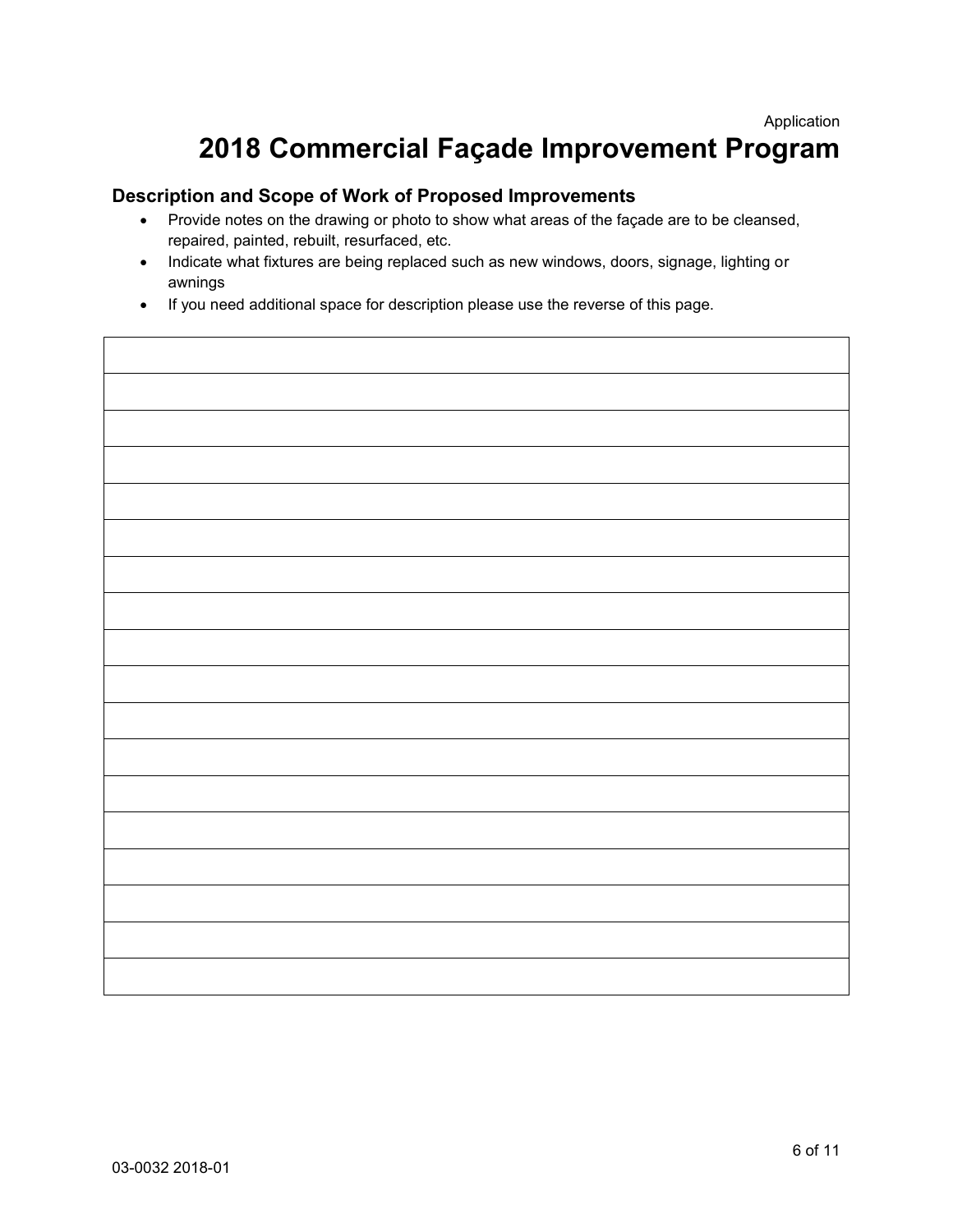Application

# 2018 Commercial Façade Improvement Program

## Description and Scope of Work of Proposed Improvements

- Provide notes on the drawing or photo to show what areas of the façade are to be cleansed, repaired, painted, rebuilt, resurfaced, etc.
- Indicate what fixtures are being replaced such as new windows, doors, signage, lighting or awnings
- If you need additional space for description please use the reverse of this page.

| |
|---|
| |
| |
| |
| |
| |
| |
| |
| |
| |
| |
| |
| |
| |
| |
| |
| |
| |

03-0032 2018-01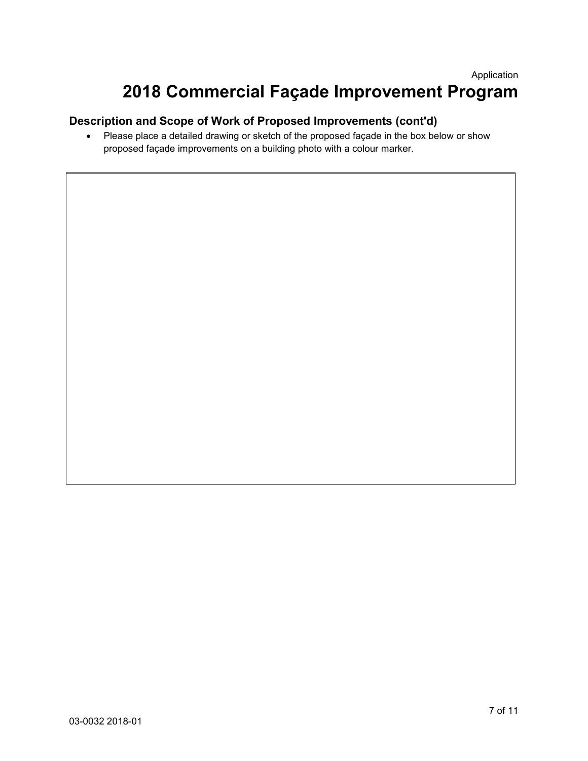Application

# 2018 Commercial Façade Improvement Program

## Description and Scope of Work of Proposed Improvements (cont'd)

- Please place a detailed drawing or sketch of the proposed façade in the box below or show proposed façade improvements on a building photo with a colour marker.

03-0032 2018-01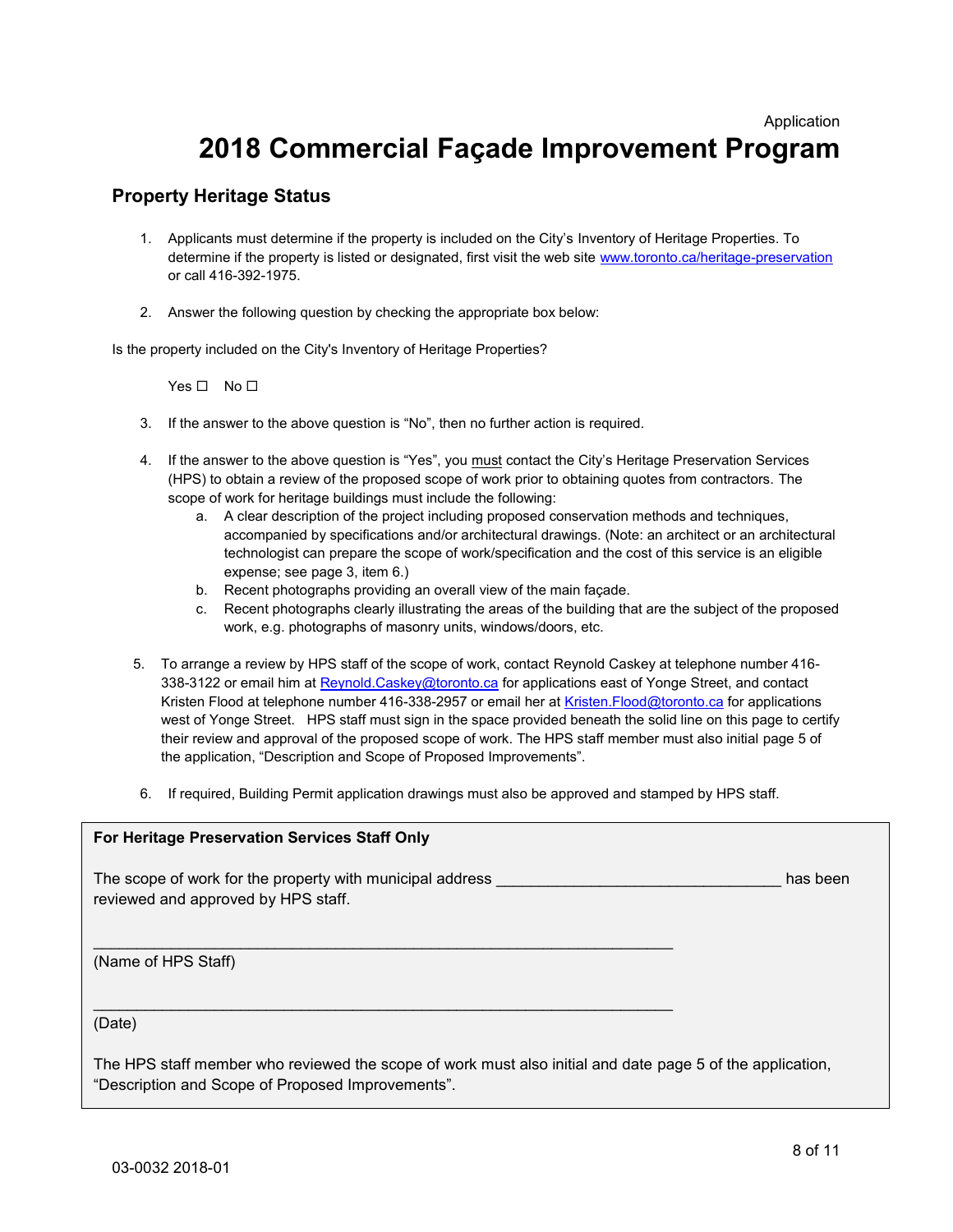Application

# 2018 Commercial Façade Improvement Program

## Property Heritage Status

1. Applicants must determine if the property is included on the City's Inventory of Heritage Properties. To determine if the property is listed or designated, first visit the web site [www.toronto.ca/heritage-preservation](http://www.toronto.ca/heritage-preservation) or call 416-392-1975.

2. Answer the following question by checking the appropriate box below:

Is the property included on the City's Inventory of Heritage Properties?

Yes ☐ No ☐

3. If the answer to the above question is "No", then no further action is required.

4. If the answer to the above question is "Yes", you <u>must</u> contact the City's Heritage Preservation Services (HPS) to obtain a review of the proposed scope of work prior to obtaining quotes from contractors. The scope of work for heritage buildings must include the following:
   a. A clear description of the project including proposed conservation methods and techniques, accompanied by specifications and/or architectural drawings. (Note: an architect or an architectural technologist can prepare the scope of work/specification and the cost of this service is an eligible expense; see page 3, item 6.)
   b. Recent photographs providing an overall view of the main façade.
   c. Recent photographs clearly illustrating the areas of the building that are the subject of the proposed work, e.g. photographs of masonry units, windows/doors, etc.

5. To arrange a review by HPS staff of the scope of work, contact Reynold Caskey at telephone number 416-338-3122 or email him at [Reynold.Caskey@toronto.ca](mailto:Reynold.Caskey@toronto.ca) for applications east of Yonge Street, and contact Kristen Flood at telephone number 416-338-2957 or email her at [Kristen.Flood@toronto.ca](mailto:Kristen.Flood@toronto.ca) for applications west of Yonge Street. HPS staff must sign in the space provided beneath the solid line on this page to certify their review and approval of the proposed scope of work. The HPS staff member must also initial page 5 of the application, "Description and Scope of Proposed Improvements".

6. If required, Building Permit application drawings must also be approved and stamped by HPS staff.

---

**For Heritage Preservation Services Staff Only**

The scope of work for the property with municipal address ________________________________ has been reviewed and approved by HPS staff.

_________________________________________________________________

(Name of HPS Staff)

_________________________________________________________________

(Date)

The HPS staff member who reviewed the scope of work must also initial and date page 5 of the application, "Description and Scope of Proposed Improvements".

03-0032 2018-01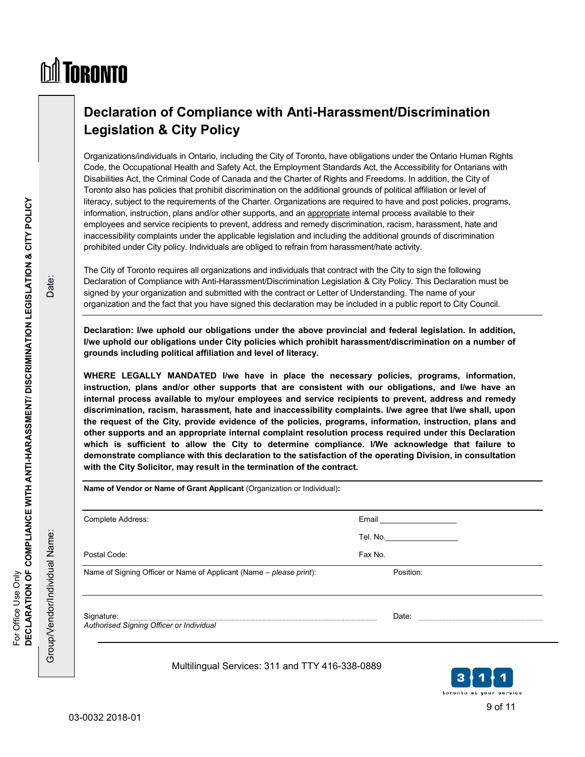# Declaration of Compliance with Anti-Harassment/Discrimination Legislation & City Policy

Organizations/individuals in Ontario, including the City of Toronto, have obligations under the Ontario Human Rights Code, the Occupational Health and Safety Act, the Employment Standards Act, the Accessibility for Ontarians with Disabilities Act, the Criminal Code of Canada and the Charter of Rights and Freedoms. In addition, the City of Toronto also has policies that prohibit discrimination on the additional grounds of political affiliation or level of literacy, subject to the requirements of the Charter. Organizations are required to have and post policies, programs, information, instruction, plans and/or other supports, and an appropriate internal process available to their employees and service recipients to prevent, address and remedy discrimination, racism, harassment, hate and inaccessibility complaints under the applicable legislation and including the additional grounds of discrimination prohibited under City policy. Individuals are obliged to refrain from harassment/hate activity.

The City of Toronto requires all organizations and individuals that contract with the City to sign the following Declaration of Compliance with Anti-Harassment/Discrimination Legislation & City Policy. This Declaration must be signed by your organization and submitted with the contract or Letter of Understanding. The name of your organization and the fact that you have signed this declaration may be included in a public report to City Council.

**Declaration: I/we uphold our obligations under the above provincial and federal legislation. In addition, I/we uphold our obligations under City policies which prohibit harassment/discrimination on a number of grounds including political affiliation and level of literacy.**

**WHERE LEGALLY MANDATED I/we have in place the necessary policies, programs, information, instruction, plans and/or other supports that are consistent with our obligations, and I/we have an internal process available to my/our employees and service recipients to prevent, address and remedy discrimination, racism, harassment, hate and inaccessibility complaints. I/we agree that I/we shall, upon the request of the City, provide evidence of the policies, programs, information, instruction, plans and other supports and an appropriate internal complaint resolution process required under this Declaration which is sufficient to allow the City to determine compliance. I/We acknowledge that failure to demonstrate compliance with this declaration to the satisfaction of the operating Division, in consultation with the City Solicitor, may result in the termination of the contract.**

**Name of Vendor or Name of Grant Applicant** (Organization or Individual)**:**

Complete Address: Email ________________

Tel. No. ________________

Postal Code: Fax No.

Name of Signing Officer or Name of Applicant (Name – *please print*): Position:

Signature: ................................................................ Date: ..............................
*Authorised Signing Officer or Individual*

Multilingual Services: 311 and TTY 416-338-0889

For Office Use Only
DECLARATION OF COMPLIANCE WITH ANTI-HARASSMENT/ DISCRIMINATION LEGISLATION & CITY POLICY

Group/Vendor/Individual Name:

Date:

03-0032 2018-01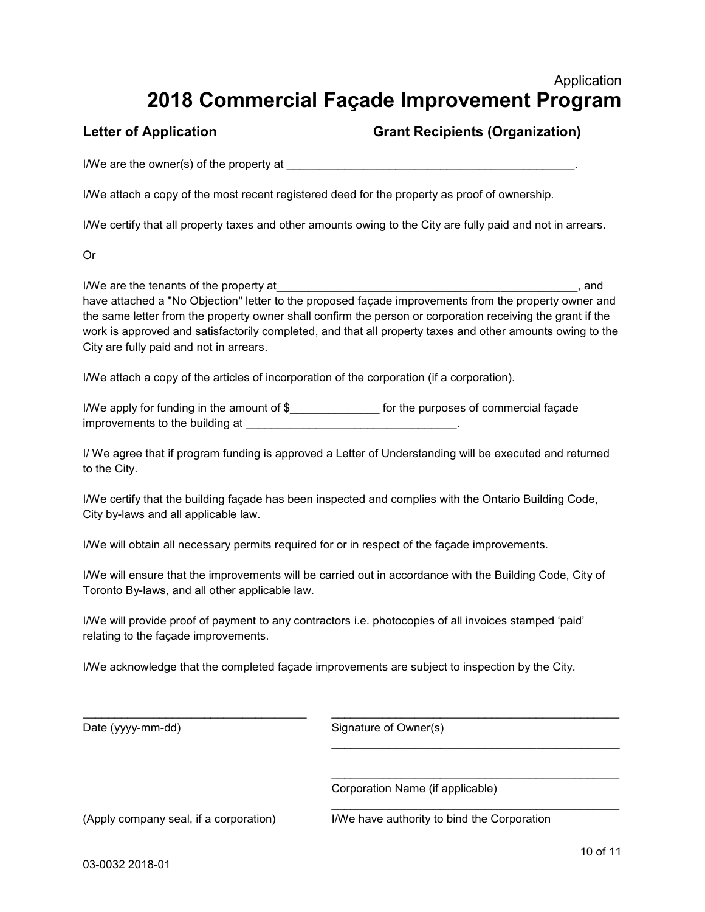Application

# 2018 Commercial Façade Improvement Program

**Letter of Application** **Grant Recipients (Organization)**

I/We are the owner(s) of the property at _______________________________________________.

I/We attach a copy of the most recent registered deed for the property as proof of ownership.

I/We certify that all property taxes and other amounts owing to the City are fully paid and not in arrears.

Or

I/We are the tenants of the property at_________________________________________________, and have attached a "No Objection" letter to the proposed façade improvements from the property owner and the same letter from the property owner shall confirm the person or corporation receiving the grant if the work is approved and satisfactorily completed, and that all property taxes and other amounts owing to the City are fully paid and not in arrears.

I/We attach a copy of the articles of incorporation of the corporation (if a corporation).

I/We apply for funding in the amount of $______________ for the purposes of commercial façade improvements to the building at _________________________________.

I/ We agree that if program funding is approved a Letter of Understanding will be executed and returned to the City.

I/We certify that the building façade has been inspected and complies with the Ontario Building Code, City by-laws and all applicable law.

I/We will obtain all necessary permits required for or in respect of the façade improvements.

I/We will ensure that the improvements will be carried out in accordance with the Building Code, City of Toronto By-laws, and all other applicable law.

I/We will provide proof of payment to any contractors i.e. photocopies of all invoices stamped 'paid' relating to the façade improvements.

I/We acknowledge that the completed façade improvements are subject to inspection by the City.

____________________________________ _______________________________________________

Date (yyyy-mm-dd) Signature of Owner(s)

_______________________________________________

_______________________________________________

Corporation Name (if applicable)

_______________________________________________

(Apply company seal, if a corporation) I/We have authority to bind the Corporation

03-0032 2018-01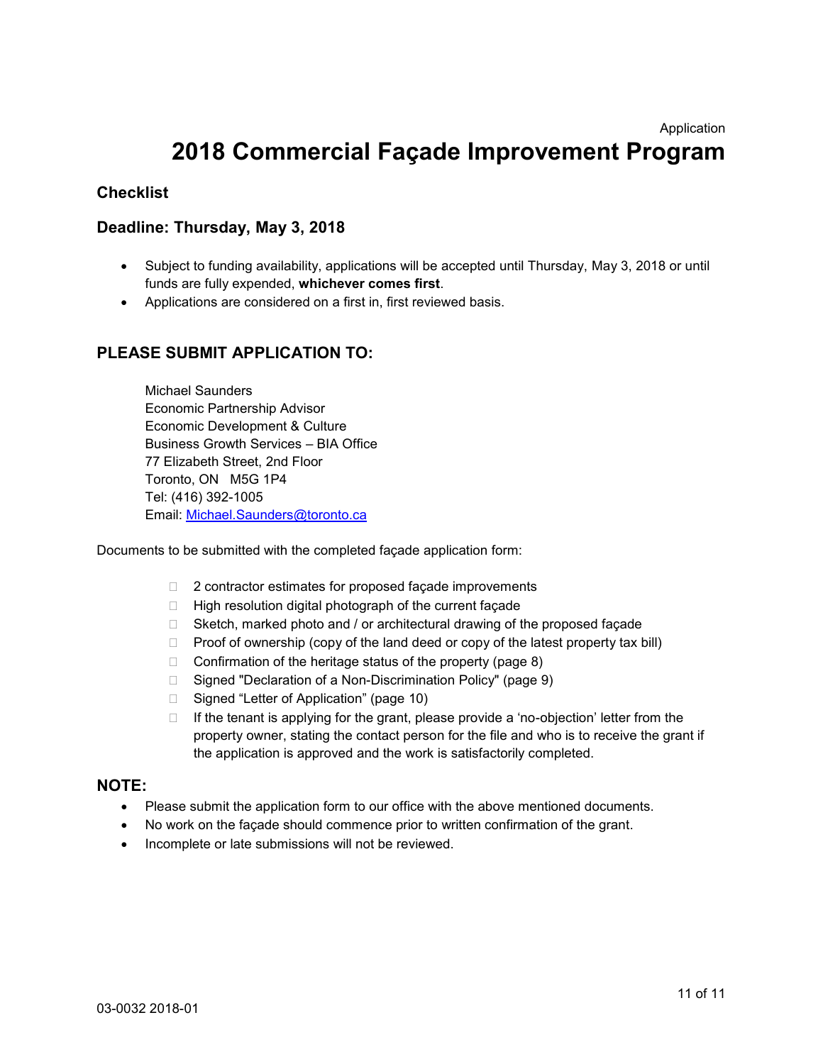Application

# 2018 Commercial Façade Improvement Program

### Checklist

### Deadline: Thursday, May 3, 2018

- Subject to funding availability, applications will be accepted until Thursday, May 3, 2018 or until funds are fully expended, **whichever comes first**.
- Applications are considered on a first in, first reviewed basis.

### PLEASE SUBMIT APPLICATION TO:

Michael Saunders
Economic Partnership Advisor
Economic Development & Culture
Business Growth Services – BIA Office
77 Elizabeth Street, 2nd Floor
Toronto, ON M5G 1P4
Tel: (416) 392-1005
Email: Michael.Saunders@toronto.ca

Documents to be submitted with the completed façade application form:

- [ ] 2 contractor estimates for proposed façade improvements
- [ ] High resolution digital photograph of the current façade
- [ ] Sketch, marked photo and / or architectural drawing of the proposed façade
- [ ] Proof of ownership (copy of the land deed or copy of the latest property tax bill)
- [ ] Confirmation of the heritage status of the property (page 8)
- [ ] Signed "Declaration of a Non-Discrimination Policy" (page 9)
- [ ] Signed "Letter of Application" (page 10)
- [ ] If the tenant is applying for the grant, please provide a 'no-objection' letter from the property owner, stating the contact person for the file and who is to receive the grant if the application is approved and the work is satisfactorily completed.

### NOTE:

- Please submit the application form to our office with the above mentioned documents.
- No work on the façade should commence prior to written confirmation of the grant.
- Incomplete or late submissions will not be reviewed.

03-0032 2018-01